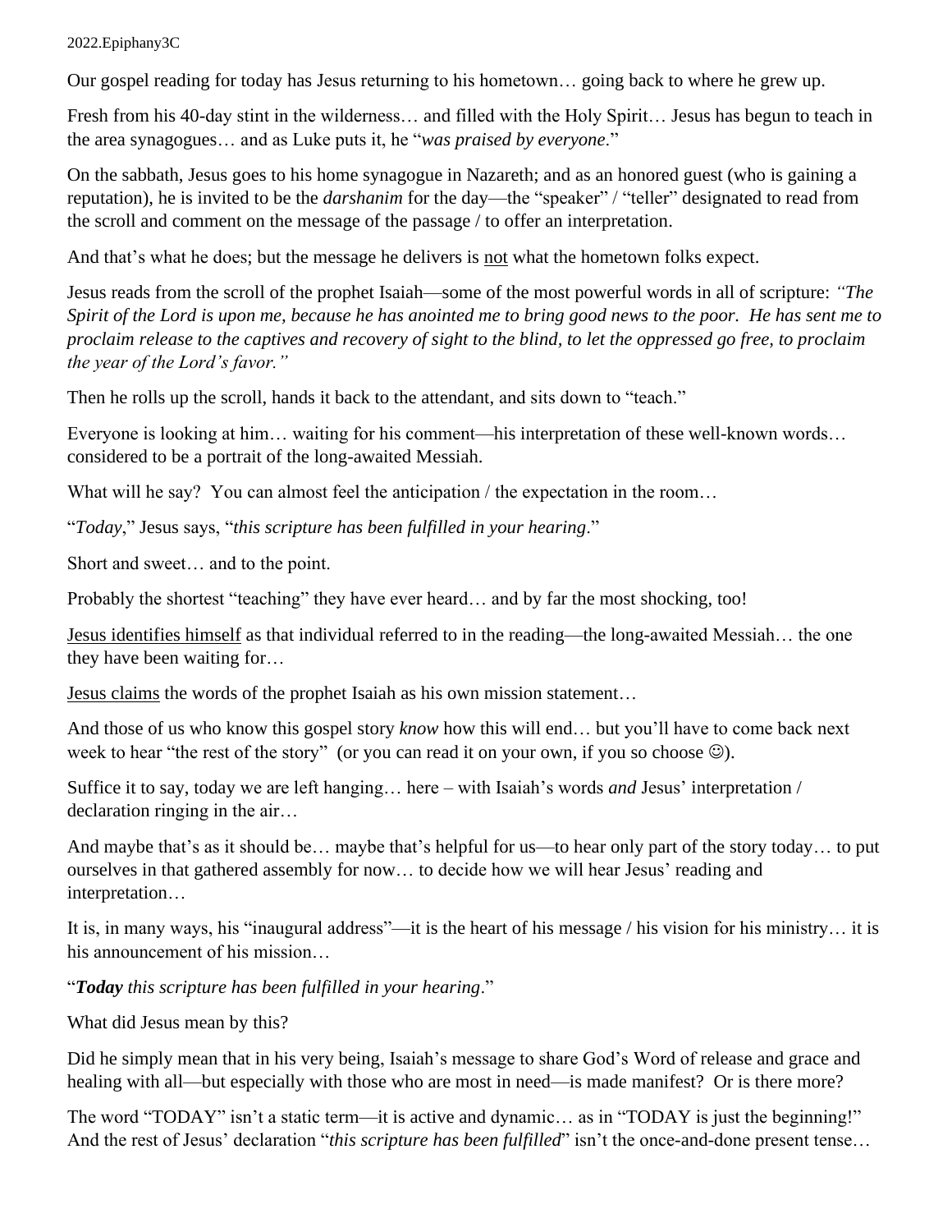2022.Epiphany3C

Our gospel reading for today has Jesus returning to his hometown… going back to where he grew up.

Fresh from his 40-day stint in the wilderness… and filled with the Holy Spirit… Jesus has begun to teach in the area synagogues… and as Luke puts it, he "*was praised by everyone*."

On the sabbath, Jesus goes to his home synagogue in Nazareth; and as an honored guest (who is gaining a reputation), he is invited to be the *darshanim* for the day—the "speaker" / "teller" designated to read from the scroll and comment on the message of the passage / to offer an interpretation.

And that's what he does; but the message he delivers is <u>not</u> what the hometown folks expect.

Jesus reads from the scroll of the prophet Isaiah—some of the most powerful words in all of scripture: *"The Spirit of the Lord is upon me, because he has anointed me to bring good news to the poor. He has sent me to proclaim release to the captives and recovery of sight to the blind, to let the oppressed go free, to proclaim the year of the Lord's favor."*

Then he rolls up the scroll, hands it back to the attendant, and sits down to "teach."

Everyone is looking at him… waiting for his comment—his interpretation of these well-known words… considered to be a portrait of the long-awaited Messiah.

What will he say? You can almost feel the anticipation / the expectation in the room…

"*Today*," Jesus says, "*this scripture has been fulfilled in your hearing*."

Short and sweet… and to the point.

Probably the shortest "teaching" they have ever heard… and by far the most shocking, too!

<u>Jesus identifies himself</u> as that individual referred to in the reading—the long-awaited Messiah… the one they have been waiting for…

<u>Jesus claims</u> the words of the prophet Isaiah as his own mission statement…

And those of us who know this gospel story *know* how this will end… but you'll have to come back next week to hear "the rest of the story" (or you can read it on your own, if you so choose ☺).

Suffice it to say, today we are left hanging… here – with Isaiah's words *and* Jesus' interpretation / declaration ringing in the air…

And maybe that's as it should be… maybe that's helpful for us—to hear only part of the story today… to put ourselves in that gathered assembly for now… to decide how we will hear Jesus' reading and interpretation…

It is, in many ways, his "inaugural address"—it is the heart of his message / his vision for his ministry… it is his announcement of his mission…

"***Today*** *this scripture has been fulfilled in your hearing*."

What did Jesus mean by this?

Did he simply mean that in his very being, Isaiah's message to share God's Word of release and grace and healing with all—but especially with those who are most in need—is made manifest? Or is there more?

The word "TODAY" isn't a static term—it is active and dynamic… as in "TODAY is just the beginning!" And the rest of Jesus' declaration "*this scripture has been fulfilled*" isn't the once-and-done present tense…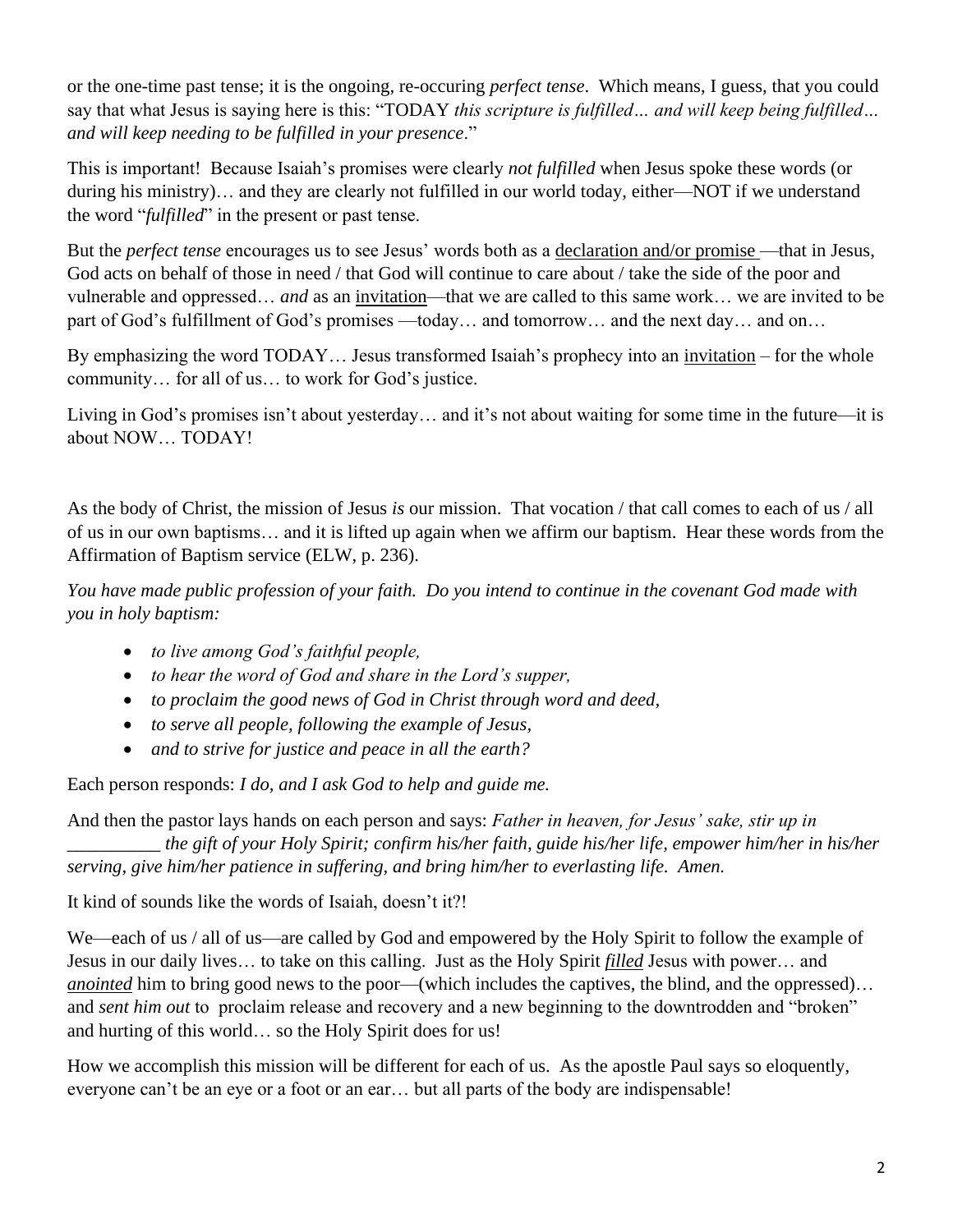or the one-time past tense; it is the ongoing, re-occuring *perfect tense*. Which means, I guess, that you could say that what Jesus is saying here is this: "TODAY *this scripture is fulfilled… and will keep being fulfilled… and will keep needing to be fulfilled in your presence*."

This is important! Because Isaiah's promises were clearly *not fulfilled* when Jesus spoke these words (or during his ministry)… and they are clearly not fulfilled in our world today, either—NOT if we understand the word "*fulfilled*" in the present or past tense.

But the *perfect tense* encourages us to see Jesus' words both as a <u>declaration and/or promise</u> —that in Jesus, God acts on behalf of those in need / that God will continue to care about / take the side of the poor and vulnerable and oppressed… *and* as an <u>invitation</u>—that we are called to this same work… we are invited to be part of God's fulfillment of God's promises —today… and tomorrow… and the next day… and on…

By emphasizing the word TODAY… Jesus transformed Isaiah's prophecy into an <u>invitation</u> – for the whole community… for all of us… to work for God's justice.

Living in God's promises isn't about yesterday… and it's not about waiting for some time in the future—it is about NOW… TODAY!

As the body of Christ, the mission of Jesus *is* our mission. That vocation / that call comes to each of us / all of us in our own baptisms… and it is lifted up again when we affirm our baptism. Hear these words from the Affirmation of Baptism service (ELW, p. 236).

*You have made public profession of your faith. Do you intend to continue in the covenant God made with you in holy baptism:*

- *to live among God's faithful people,*
- *to hear the word of God and share in the Lord's supper,*
- *to proclaim the good news of God in Christ through word and deed,*
- *to serve all people, following the example of Jesus,*
- *and to strive for justice and peace in all the earth?*

Each person responds: *I do, and I ask God to help and guide me.*

And then the pastor lays hands on each person and says: *Father in heaven, for Jesus' sake, stir up in __________ the gift of your Holy Spirit; confirm his/her faith, guide his/her life, empower him/her in his/her serving, give him/her patience in suffering, and bring him/her to everlasting life. Amen.*

It kind of sounds like the words of Isaiah, doesn't it?!

We—each of us / all of us—are called by God and empowered by the Holy Spirit to follow the example of Jesus in our daily lives… to take on this calling. Just as the Holy Spirit <u>***filled***</u> Jesus with power… and <u>***anointed***</u> him to bring good news to the poor—(which includes the captives, the blind, and the oppressed)… and *sent him out* to proclaim release and recovery and a new beginning to the downtrodden and "broken" and hurting of this world… so the Holy Spirit does for us!

How we accomplish this mission will be different for each of us. As the apostle Paul says so eloquently, everyone can't be an eye or a foot or an ear… but all parts of the body are indispensable!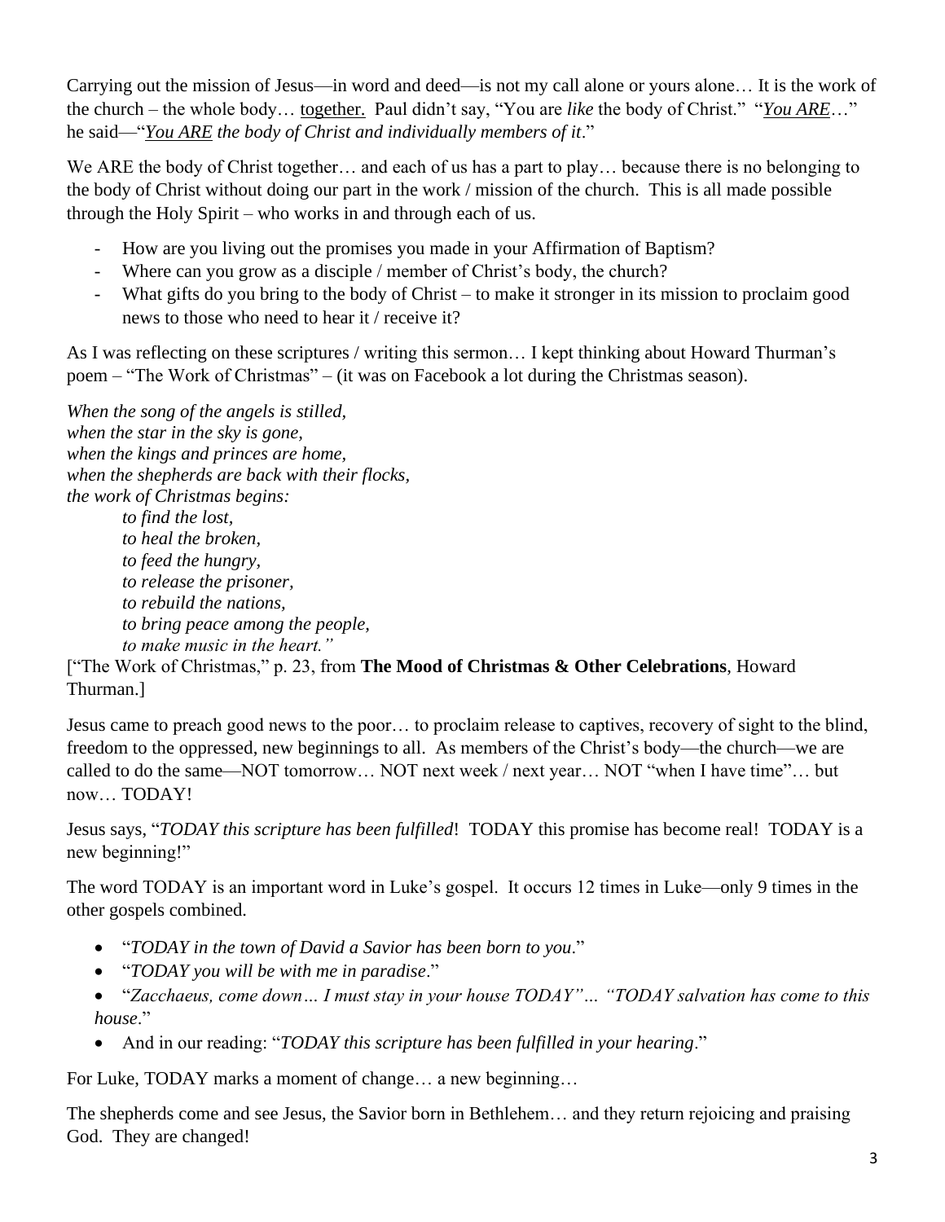Carrying out the mission of Jesus—in word and deed—is not my call alone or yours alone… It is the work of the church – the whole body… <u>together.</u> Paul didn't say, "You are *like* the body of Christ." "*<u>You ARE</u>*…" he said—"*<u>You ARE</u> the body of Christ and individually members of it*."

We ARE the body of Christ together… and each of us has a part to play… because there is no belonging to the body of Christ without doing our part in the work / mission of the church. This is all made possible through the Holy Spirit – who works in and through each of us.

- How are you living out the promises you made in your Affirmation of Baptism?
- Where can you grow as a disciple / member of Christ's body, the church?
- What gifts do you bring to the body of Christ – to make it stronger in its mission to proclaim good news to those who need to hear it / receive it?

As I was reflecting on these scriptures / writing this sermon… I kept thinking about Howard Thurman's poem – "The Work of Christmas" – (it was on Facebook a lot during the Christmas season).

*When the song of the angels is stilled,*
*when the star in the sky is gone,*
*when the kings and princes are home,*
*when the shepherds are back with their flocks,*
*the work of Christmas begins:*
> *to find the lost,*
> *to heal the broken,*
> *to feed the hungry,*
> *to release the prisoner,*
> *to rebuild the nations,*
> *to bring peace among the people,*
> *to make music in the heart."*

["The Work of Christmas," p. 23, from **The Mood of Christmas & Other Celebrations**, Howard Thurman.]

Jesus came to preach good news to the poor… to proclaim release to captives, recovery of sight to the blind, freedom to the oppressed, new beginnings to all. As members of the Christ's body—the church—we are called to do the same—NOT tomorrow… NOT next week / next year… NOT "when I have time"… but now… TODAY!

Jesus says, "*TODAY this scripture has been fulfilled*! TODAY this promise has become real! TODAY is a new beginning!"

The word TODAY is an important word in Luke's gospel. It occurs 12 times in Luke—only 9 times in the other gospels combined.

- "*TODAY in the town of David a Savior has been born to you*."
- "*TODAY you will be with me in paradise*."
- "*Zacchaeus, come down… I must stay in your house TODAY"… "TODAY salvation has come to this house*."
- And in our reading: "*TODAY this scripture has been fulfilled in your hearing*."

For Luke, TODAY marks a moment of change… a new beginning…

The shepherds come and see Jesus, the Savior born in Bethlehem… and they return rejoicing and praising God. They are changed!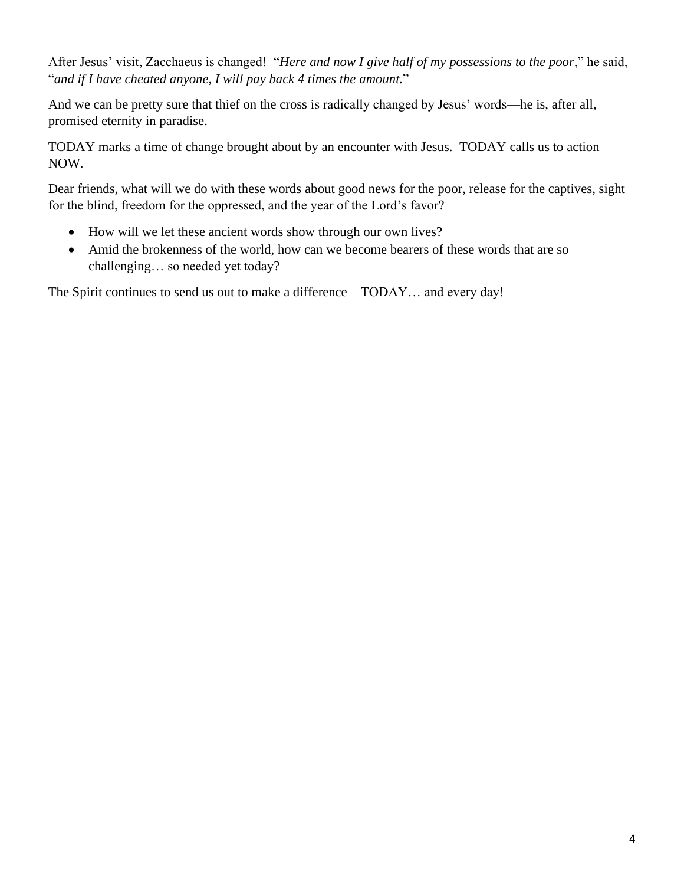After Jesus' visit, Zacchaeus is changed! "*Here and now I give half of my possessions to the poor*," he said, "*and if I have cheated anyone, I will pay back 4 times the amount.*"

And we can be pretty sure that thief on the cross is radically changed by Jesus' words—he is, after all, promised eternity in paradise.

TODAY marks a time of change brought about by an encounter with Jesus. TODAY calls us to action NOW.

Dear friends, what will we do with these words about good news for the poor, release for the captives, sight for the blind, freedom for the oppressed, and the year of the Lord's favor?

- How will we let these ancient words show through our own lives?
- Amid the brokenness of the world, how can we become bearers of these words that are so challenging… so needed yet today?

The Spirit continues to send us out to make a difference—TODAY… and every day!